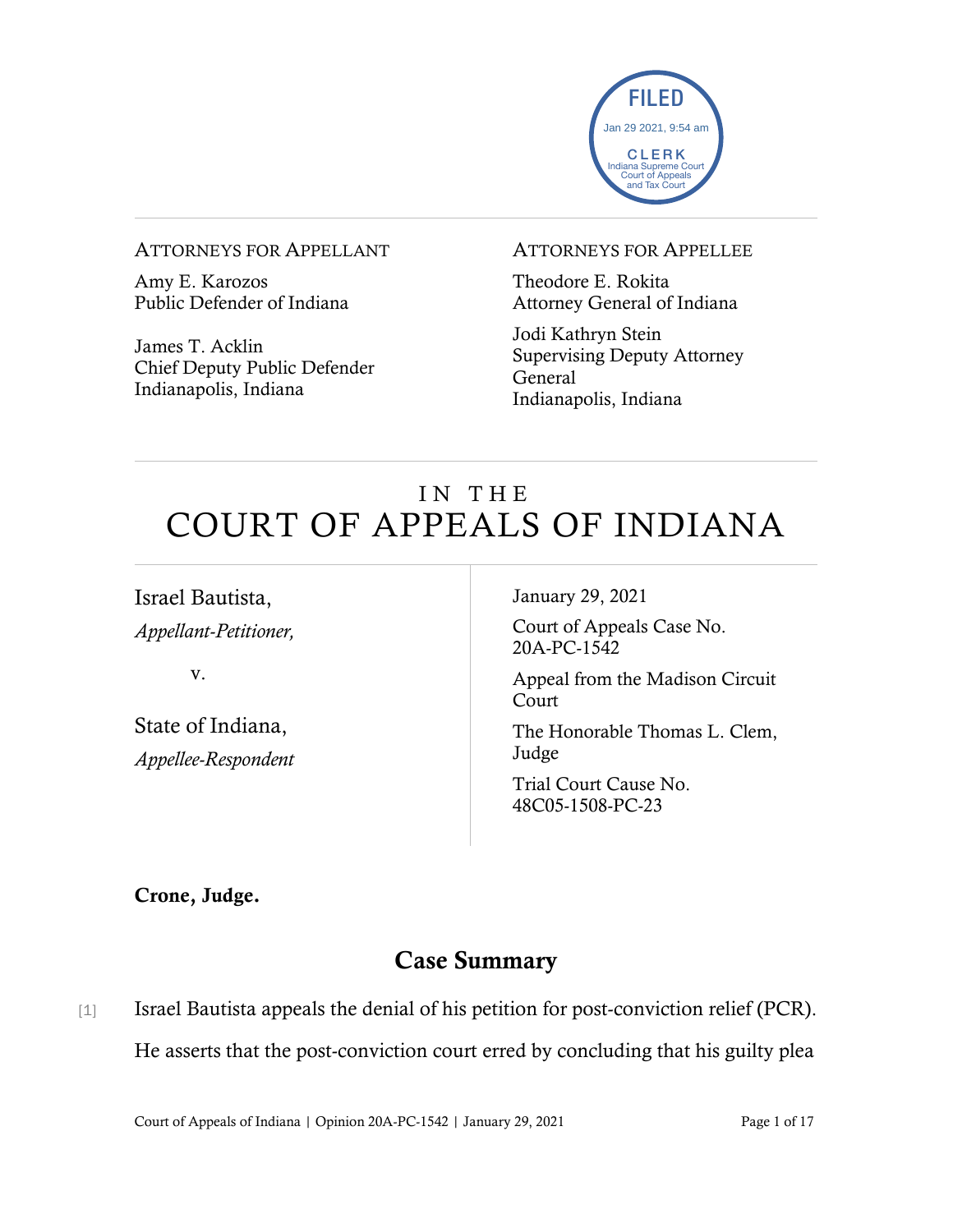FILED
Jan 29 2021, 9:54 am
CLERK
Indiana Supreme Court
Court of Appeals
and Tax Court

ATTORNEYS FOR APPELLANT

Amy E. Karozos
Public Defender of Indiana

James T. Acklin
Chief Deputy Public Defender
Indianapolis, Indiana

ATTORNEYS FOR APPELLEE

Theodore E. Rokita
Attorney General of Indiana

Jodi Kathryn Stein
Supervising Deputy Attorney General
Indianapolis, Indiana

# IN THE COURT OF APPEALS OF INDIANA

Israel Bautista,
*Appellant-Petitioner,*

v.

State of Indiana,
*Appellee-Respondent*

January 29, 2021

Court of Appeals Case No. 20A-PC-1542

Appeal from the Madison Circuit Court

The Honorable Thomas L. Clem, Judge

Trial Court Cause No. 48C05-1508-PC-23

**Crone, Judge.**

## Case Summary

[1] Israel Bautista appeals the denial of his petition for post-conviction relief (PCR). He asserts that the post-conviction court erred by concluding that his guilty plea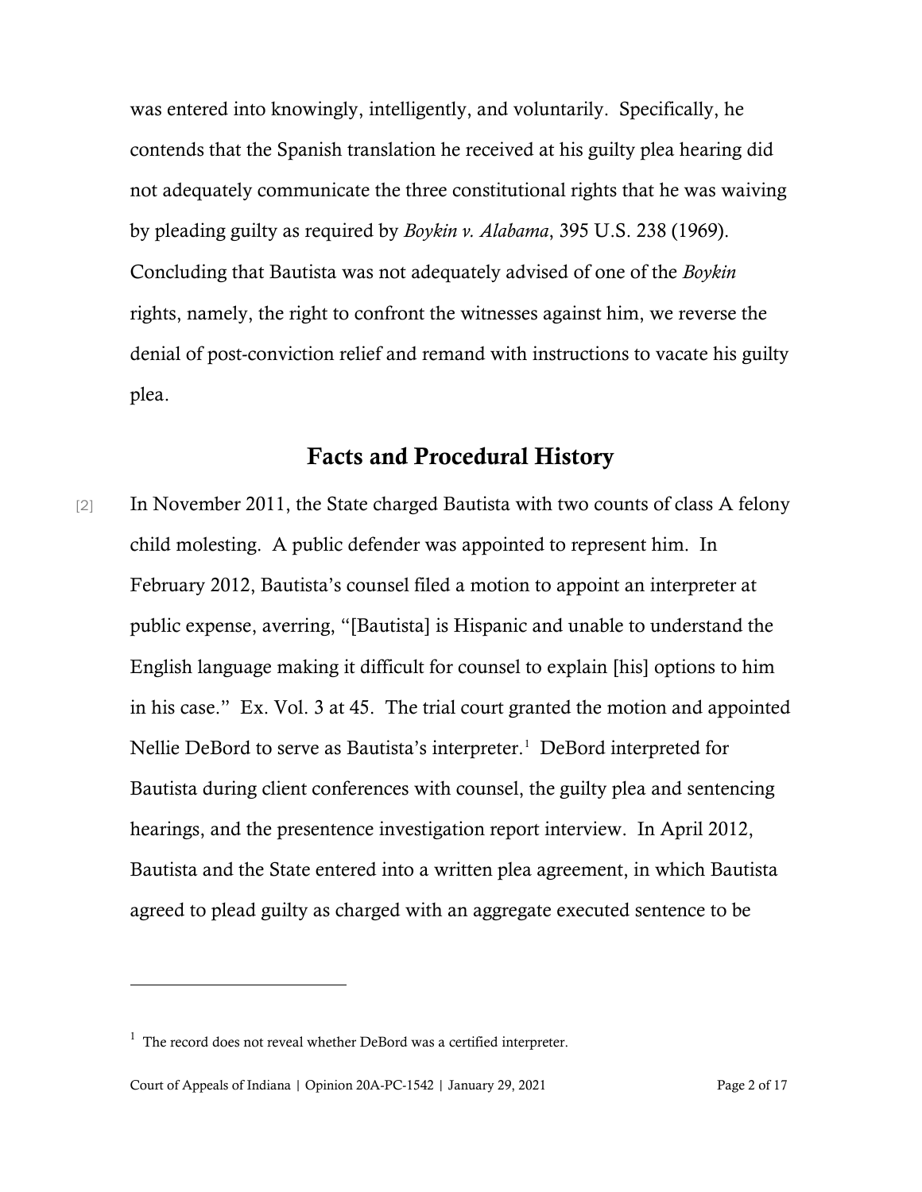was entered into knowingly, intelligently, and voluntarily. Specifically, he contends that the Spanish translation he received at his guilty plea hearing did not adequately communicate the three constitutional rights that he was waiving by pleading guilty as required by *Boykin v. Alabama*, 395 U.S. 238 (1969). Concluding that Bautista was not adequately advised of one of the *Boykin* rights, namely, the right to confront the witnesses against him, we reverse the denial of post-conviction relief and remand with instructions to vacate his guilty plea.

## Facts and Procedural History

[2] In November 2011, the State charged Bautista with two counts of class A felony child molesting. A public defender was appointed to represent him. In February 2012, Bautista's counsel filed a motion to appoint an interpreter at public expense, averring, "[Bautista] is Hispanic and unable to understand the English language making it difficult for counsel to explain [his] options to him in his case." Ex. Vol. 3 at 45. The trial court granted the motion and appointed Nellie DeBord to serve as Bautista's interpreter.[1] DeBord interpreted for Bautista during client conferences with counsel, the guilty plea and sentencing hearings, and the presentence investigation report interview. In April 2012, Bautista and the State entered into a written plea agreement, in which Bautista agreed to plead guilty as charged with an aggregate executed sentence to be

[1] The record does not reveal whether DeBord was a certified interpreter.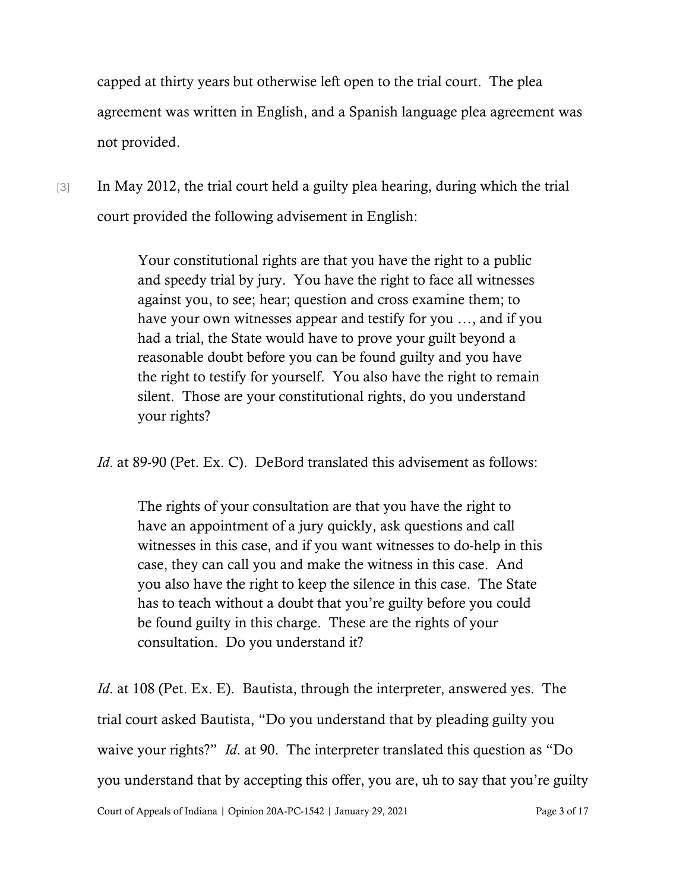capped at thirty years but otherwise left open to the trial court. The plea agreement was written in English, and a Spanish language plea agreement was not provided.

[3] In May 2012, the trial court held a guilty plea hearing, during which the trial court provided the following advisement in English:

> Your constitutional rights are that you have the right to a public and speedy trial by jury. You have the right to face all witnesses against you, to see; hear; question and cross examine them; to have your own witnesses appear and testify for you …, and if you had a trial, the State would have to prove your guilt beyond a reasonable doubt before you can be found guilty and you have the right to testify for yourself. You also have the right to remain silent. Those are your constitutional rights, do you understand your rights?

*Id*. at 89-90 (Pet. Ex. C). DeBord translated this advisement as follows:

> The rights of your consultation are that you have the right to have an appointment of a jury quickly, ask questions and call witnesses in this case, and if you want witnesses to do-help in this case, they can call you and make the witness in this case. And you also have the right to keep the silence in this case. The State has to teach without a doubt that you're guilty before you could be found guilty in this charge. These are the rights of your consultation. Do you understand it?

*Id*. at 108 (Pet. Ex. E). Bautista, through the interpreter, answered yes. The trial court asked Bautista, "Do you understand that by pleading guilty you waive your rights?" *Id*. at 90. The interpreter translated this question as "Do you understand that by accepting this offer, you are, uh to say that you're guilty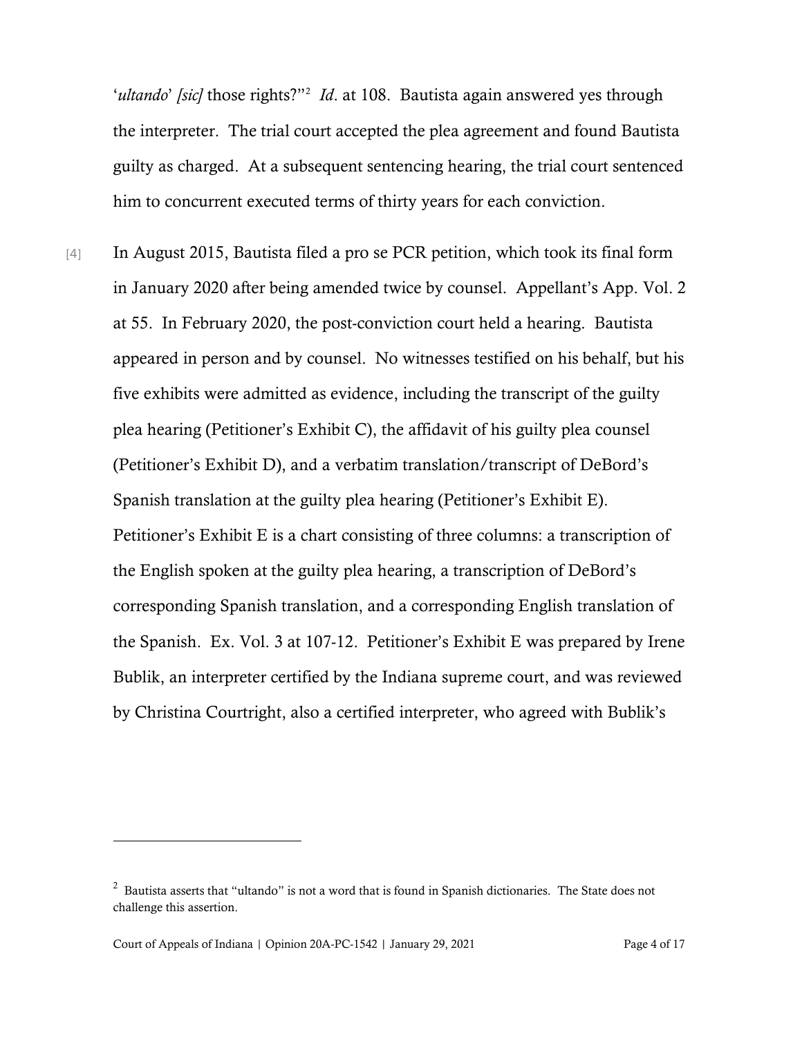'*ultando*' *[sic]* those rights?"[2] *Id*. at 108. Bautista again answered yes through the interpreter. The trial court accepted the plea agreement and found Bautista guilty as charged. At a subsequent sentencing hearing, the trial court sentenced him to concurrent executed terms of thirty years for each conviction.

[4] In August 2015, Bautista filed a pro se PCR petition, which took its final form in January 2020 after being amended twice by counsel. Appellant's App. Vol. 2 at 55. In February 2020, the post-conviction court held a hearing. Bautista appeared in person and by counsel. No witnesses testified on his behalf, but his five exhibits were admitted as evidence, including the transcript of the guilty plea hearing (Petitioner's Exhibit C), the affidavit of his guilty plea counsel (Petitioner's Exhibit D), and a verbatim translation/transcript of DeBord's Spanish translation at the guilty plea hearing (Petitioner's Exhibit E). Petitioner's Exhibit E is a chart consisting of three columns: a transcription of the English spoken at the guilty plea hearing, a transcription of DeBord's corresponding Spanish translation, and a corresponding English translation of the Spanish. Ex. Vol. 3 at 107-12. Petitioner's Exhibit E was prepared by Irene Bublik, an interpreter certified by the Indiana supreme court, and was reviewed by Christina Courtright, also a certified interpreter, who agreed with Bublik's

---

[2] Bautista asserts that "ultando" is not a word that is found in Spanish dictionaries. The State does not challenge this assertion.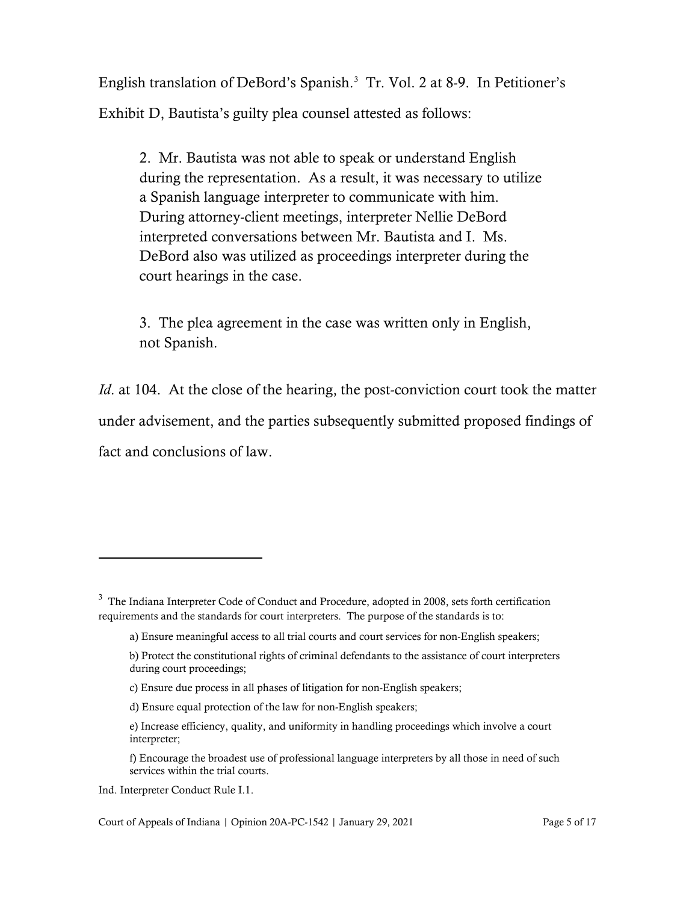English translation of DeBord's Spanish.[3] Tr. Vol. 2 at 8-9. In Petitioner's Exhibit D, Bautista's guilty plea counsel attested as follows:

> 2. Mr. Bautista was not able to speak or understand English during the representation. As a result, it was necessary to utilize a Spanish language interpreter to communicate with him. During attorney-client meetings, interpreter Nellie DeBord interpreted conversations between Mr. Bautista and I. Ms. DeBord also was utilized as proceedings interpreter during the court hearings in the case.
>
> 3. The plea agreement in the case was written only in English, not Spanish.

*Id.* at 104. At the close of the hearing, the post-conviction court took the matter under advisement, and the parties subsequently submitted proposed findings of fact and conclusions of law.

---

[3] The Indiana Interpreter Code of Conduct and Procedure, adopted in 2008, sets forth certification requirements and the standards for court interpreters. The purpose of the standards is to:

> a) Ensure meaningful access to all trial courts and court services for non-English speakers;
>
> b) Protect the constitutional rights of criminal defendants to the assistance of court interpreters during court proceedings;
>
> c) Ensure due process in all phases of litigation for non-English speakers;
>
> d) Ensure equal protection of the law for non-English speakers;
>
> e) Increase efficiency, quality, and uniformity in handling proceedings which involve a court interpreter;
>
> f) Encourage the broadest use of professional language interpreters by all those in need of such services within the trial courts.

Ind. Interpreter Conduct Rule I.1.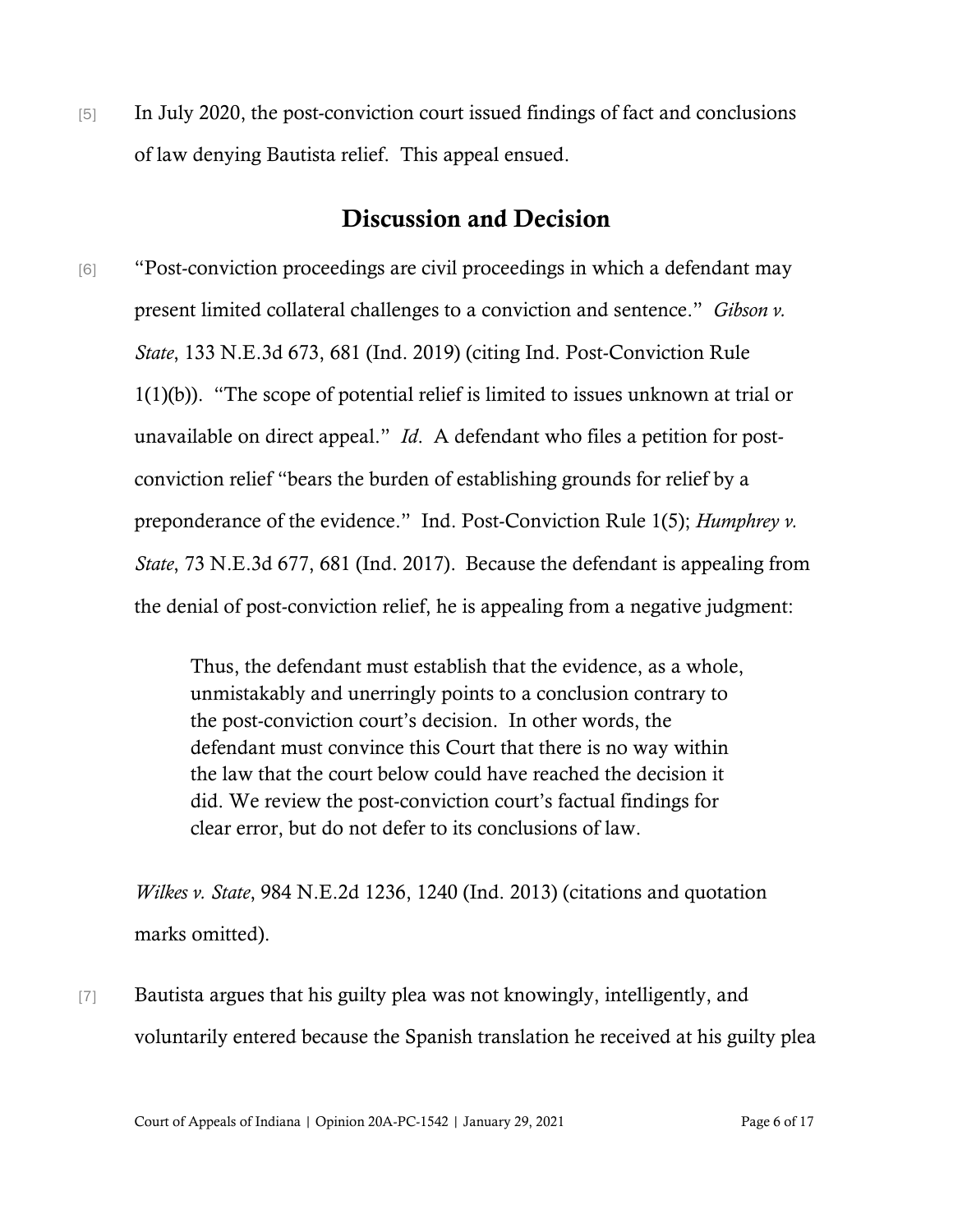[5] In July 2020, the post-conviction court issued findings of fact and conclusions of law denying Bautista relief. This appeal ensued.

## Discussion and Decision

[6] "Post-conviction proceedings are civil proceedings in which a defendant may present limited collateral challenges to a conviction and sentence." *Gibson v. State*, 133 N.E.3d 673, 681 (Ind. 2019) (citing Ind. Post-Conviction Rule 1(1)(b)). "The scope of potential relief is limited to issues unknown at trial or unavailable on direct appeal." *Id.* A defendant who files a petition for post-conviction relief "bears the burden of establishing grounds for relief by a preponderance of the evidence." Ind. Post-Conviction Rule 1(5); *Humphrey v. State*, 73 N.E.3d 677, 681 (Ind. 2017). Because the defendant is appealing from the denial of post-conviction relief, he is appealing from a negative judgment:

> Thus, the defendant must establish that the evidence, as a whole, unmistakably and unerringly points to a conclusion contrary to the post-conviction court's decision. In other words, the defendant must convince this Court that there is no way within the law that the court below could have reached the decision it did. We review the post-conviction court's factual findings for clear error, but do not defer to its conclusions of law.

*Wilkes v. State*, 984 N.E.2d 1236, 1240 (Ind. 2013) (citations and quotation marks omitted).

[7] Bautista argues that his guilty plea was not knowingly, intelligently, and voluntarily entered because the Spanish translation he received at his guilty plea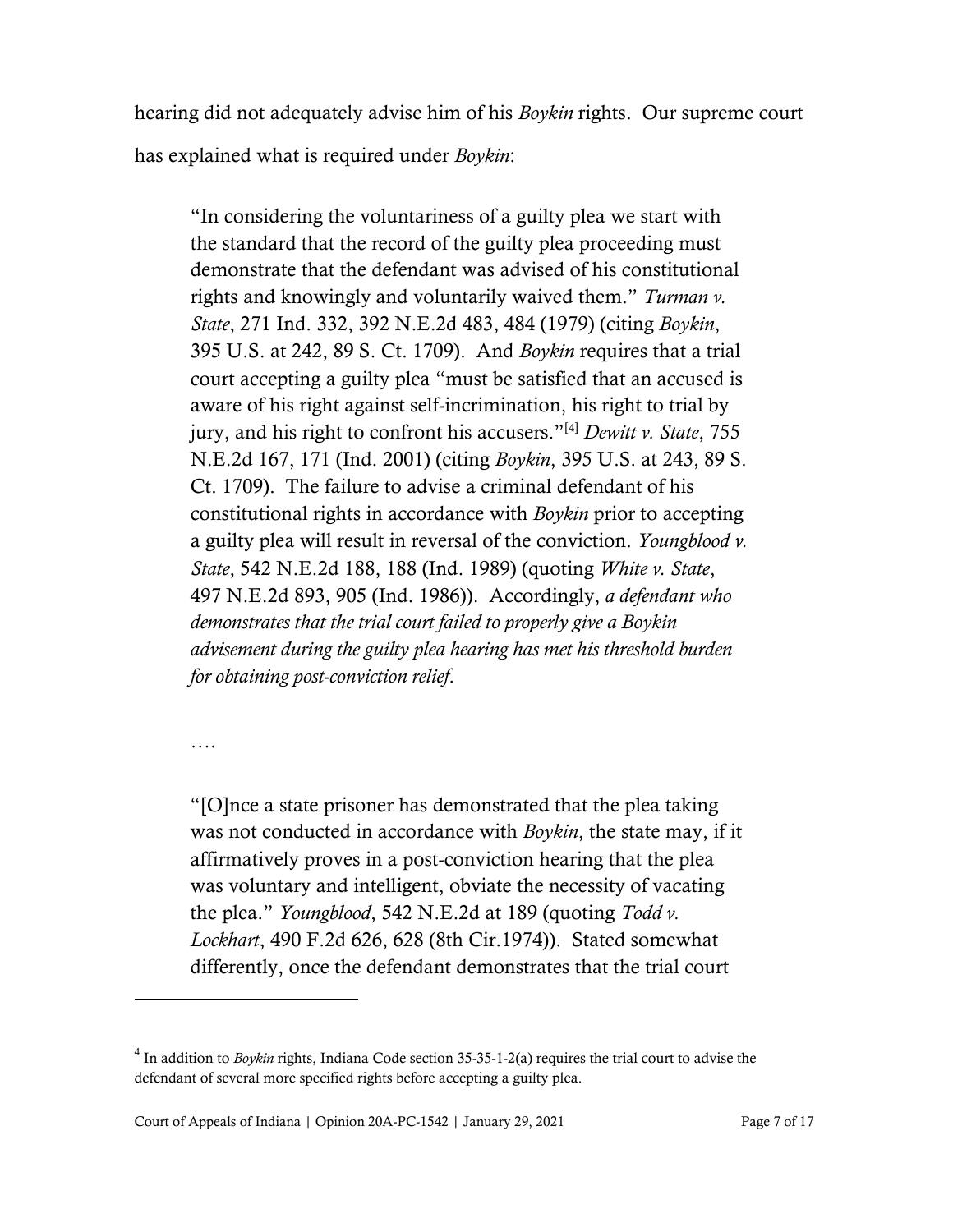hearing did not adequately advise him of his *Boykin* rights. Our supreme court has explained what is required under *Boykin*:

> "In considering the voluntariness of a guilty plea we start with the standard that the record of the guilty plea proceeding must demonstrate that the defendant was advised of his constitutional rights and knowingly and voluntarily waived them." *Turman v. State*, 271 Ind. 332, 392 N.E.2d 483, 484 (1979) (citing *Boykin*, 395 U.S. at 242, 89 S. Ct. 1709). And *Boykin* requires that a trial court accepting a guilty plea "must be satisfied that an accused is aware of his right against self-incrimination, his right to trial by jury, and his right to confront his accusers."[4] *Dewitt v. State*, 755 N.E.2d 167, 171 (Ind. 2001) (citing *Boykin*, 395 U.S. at 243, 89 S. Ct. 1709). The failure to advise a criminal defendant of his constitutional rights in accordance with *Boykin* prior to accepting a guilty plea will result in reversal of the conviction. *Youngblood v. State*, 542 N.E.2d 188, 188 (Ind. 1989) (quoting *White v. State*, 497 N.E.2d 893, 905 (Ind. 1986)). Accordingly, *a defendant who demonstrates that the trial court failed to properly give a Boykin advisement during the guilty plea hearing has met his threshold burden for obtaining post-conviction relief*.
>
> ….
>
> "[O]nce a state prisoner has demonstrated that the plea taking was not conducted in accordance with *Boykin*, the state may, if it affirmatively proves in a post-conviction hearing that the plea was voluntary and intelligent, obviate the necessity of vacating the plea." *Youngblood*, 542 N.E.2d at 189 (quoting *Todd v. Lockhart*, 490 F.2d 626, 628 (8th Cir.1974)). Stated somewhat differently, once the defendant demonstrates that the trial court

[4] In addition to *Boykin* rights, Indiana Code section 35-35-1-2(a) requires the trial court to advise the defendant of several more specified rights before accepting a guilty plea.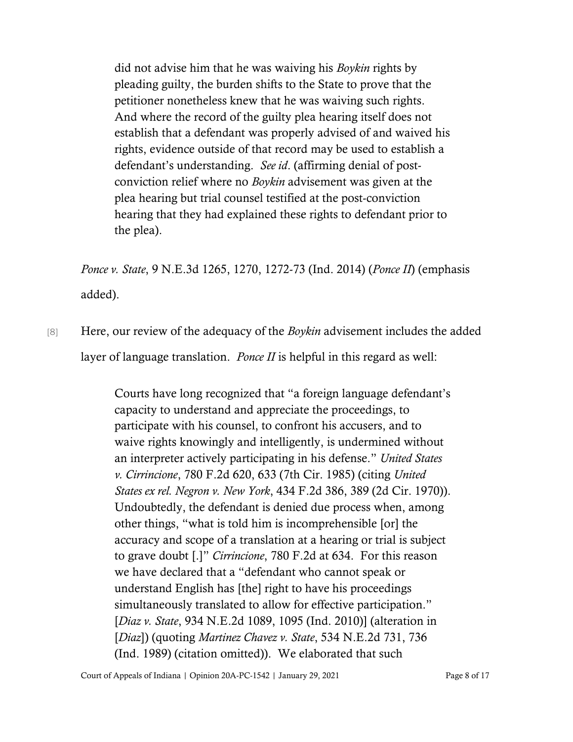> did not advise him that he was waiving his *Boykin* rights by pleading guilty, the burden shifts to the State to prove that the petitioner nonetheless knew that he was waiving such rights. And where the record of the guilty plea hearing itself does not establish that a defendant was properly advised of and waived his rights, evidence outside of that record may be used to establish a defendant's understanding. *See id*. (affirming denial of post-conviction relief where no *Boykin* advisement was given at the plea hearing but trial counsel testified at the post-conviction hearing that they had explained these rights to defendant prior to the plea).

*Ponce v. State*, 9 N.E.3d 1265, 1270, 1272-73 (Ind. 2014) (*Ponce II*) (emphasis added).

[8] Here, our review of the adequacy of the *Boykin* advisement includes the added layer of language translation. *Ponce II* is helpful in this regard as well:

> Courts have long recognized that "a foreign language defendant's capacity to understand and appreciate the proceedings, to participate with his counsel, to confront his accusers, and to waive rights knowingly and intelligently, is undermined without an interpreter actively participating in his defense." *United States v. Cirrincione*, 780 F.2d 620, 633 (7th Cir. 1985) (citing *United States ex rel. Negron v. New York*, 434 F.2d 386, 389 (2d Cir. 1970)). Undoubtedly, the defendant is denied due process when, among other things, "what is told him is incomprehensible [or] the accuracy and scope of a translation at a hearing or trial is subject to grave doubt [.]" *Cirrincione*, 780 F.2d at 634. For this reason we have declared that a "defendant who cannot speak or understand English has [the] right to have his proceedings simultaneously translated to allow for effective participation." [*Diaz v. State*, 934 N.E.2d 1089, 1095 (Ind. 2010)] (alteration in [*Diaz*]) (quoting *Martinez Chavez v. State*, 534 N.E.2d 731, 736 (Ind. 1989) (citation omitted)). We elaborated that such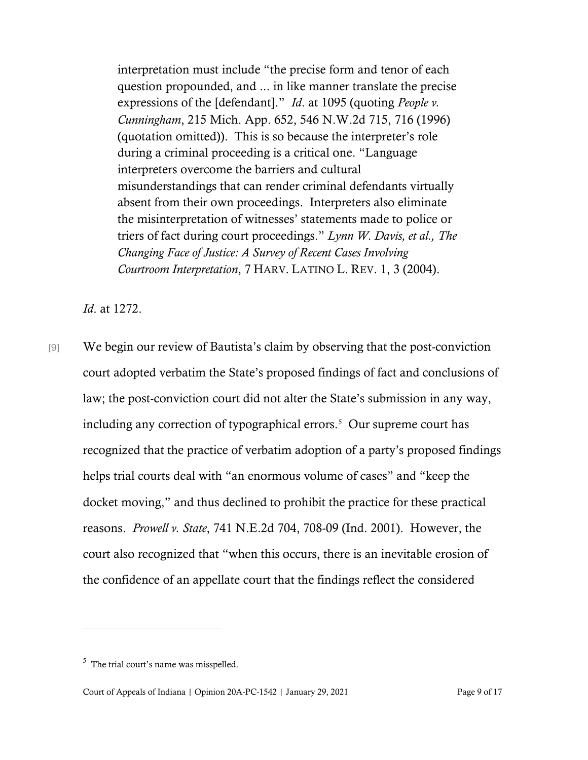> interpretation must include "the precise form and tenor of each question propounded, and ... in like manner translate the precise expressions of the [defendant]." *Id*. at 1095 (quoting *People v. Cunningham*, 215 Mich. App. 652, 546 N.W.2d 715, 716 (1996) (quotation omitted)). This is so because the interpreter's role during a criminal proceeding is a critical one. "Language interpreters overcome the barriers and cultural misunderstandings that can render criminal defendants virtually absent from their own proceedings. Interpreters also eliminate the misinterpretation of witnesses' statements made to police or triers of fact during court proceedings." *Lynn W. Davis, et al., The Changing Face of Justice: A Survey of Recent Cases Involving Courtroom Interpretation*, 7 HARV. LATINO L. REV. 1, 3 (2004).

*Id*. at 1272.

[9] We begin our review of Bautista's claim by observing that the post-conviction court adopted verbatim the State's proposed findings of fact and conclusions of law; the post-conviction court did not alter the State's submission in any way, including any correction of typographical errors.[5] Our supreme court has recognized that the practice of verbatim adoption of a party's proposed findings helps trial courts deal with "an enormous volume of cases" and "keep the docket moving," and thus declined to prohibit the practice for these practical reasons. *Prowell v. State*, 741 N.E.2d 704, 708-09 (Ind. 2001). However, the court also recognized that "when this occurs, there is an inevitable erosion of the confidence of an appellate court that the findings reflect the considered

[5] The trial court's name was misspelled.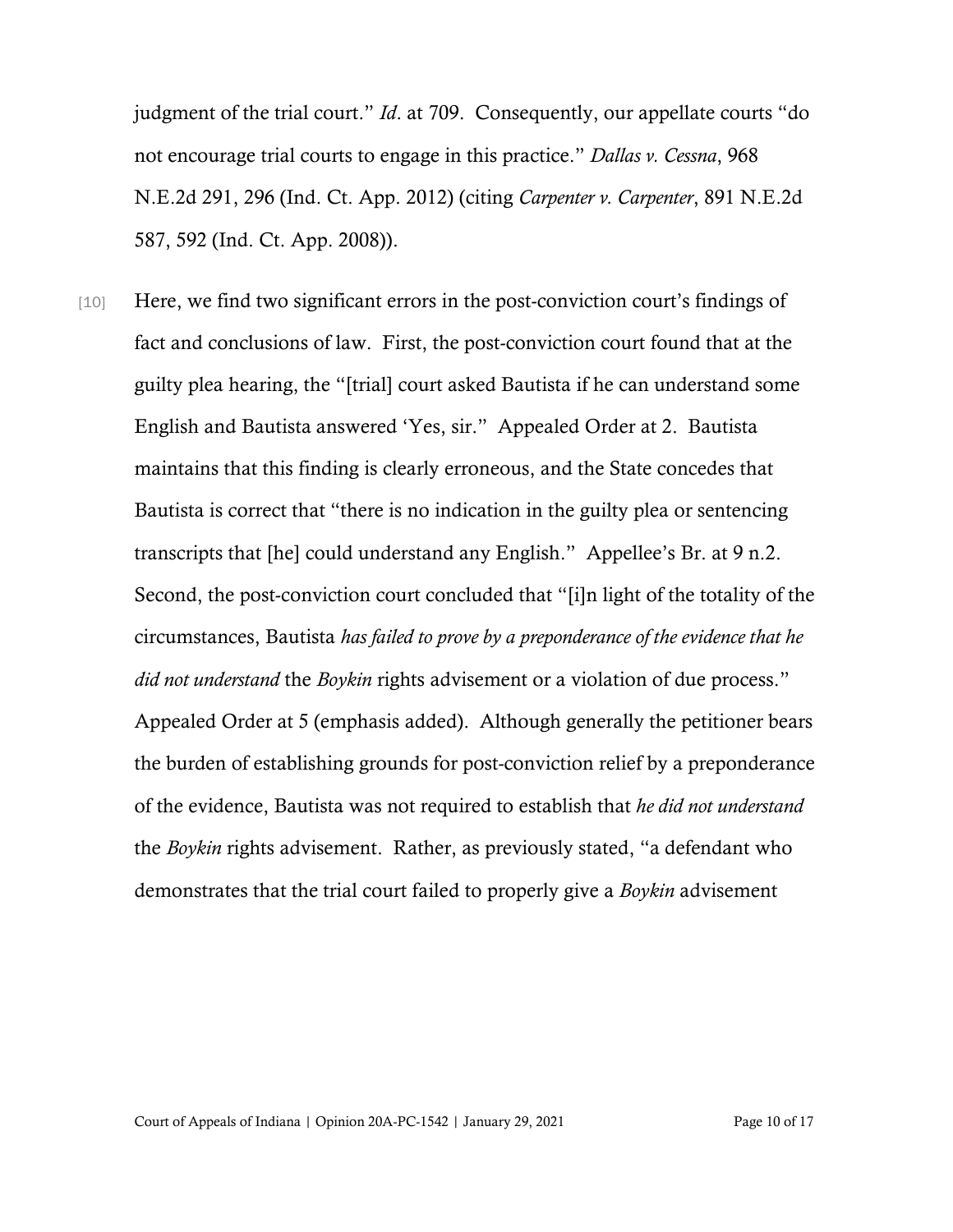judgment of the trial court." *Id*. at 709. Consequently, our appellate courts "do not encourage trial courts to engage in this practice." *Dallas v. Cessna*, 968 N.E.2d 291, 296 (Ind. Ct. App. 2012) (citing *Carpenter v. Carpenter*, 891 N.E.2d 587, 592 (Ind. Ct. App. 2008)).

[10] Here, we find two significant errors in the post-conviction court's findings of fact and conclusions of law. First, the post-conviction court found that at the guilty plea hearing, the "[trial] court asked Bautista if he can understand some English and Bautista answered 'Yes, sir." Appealed Order at 2. Bautista maintains that this finding is clearly erroneous, and the State concedes that Bautista is correct that "there is no indication in the guilty plea or sentencing transcripts that [he] could understand any English." Appellee's Br. at 9 n.2. Second, the post-conviction court concluded that "[i]n light of the totality of the circumstances, Bautista *has failed to prove by a preponderance of the evidence that he did not understand* the *Boykin* rights advisement or a violation of due process." Appealed Order at 5 (emphasis added). Although generally the petitioner bears the burden of establishing grounds for post-conviction relief by a preponderance of the evidence, Bautista was not required to establish that *he did not understand* the *Boykin* rights advisement. Rather, as previously stated, "a defendant who demonstrates that the trial court failed to properly give a *Boykin* advisement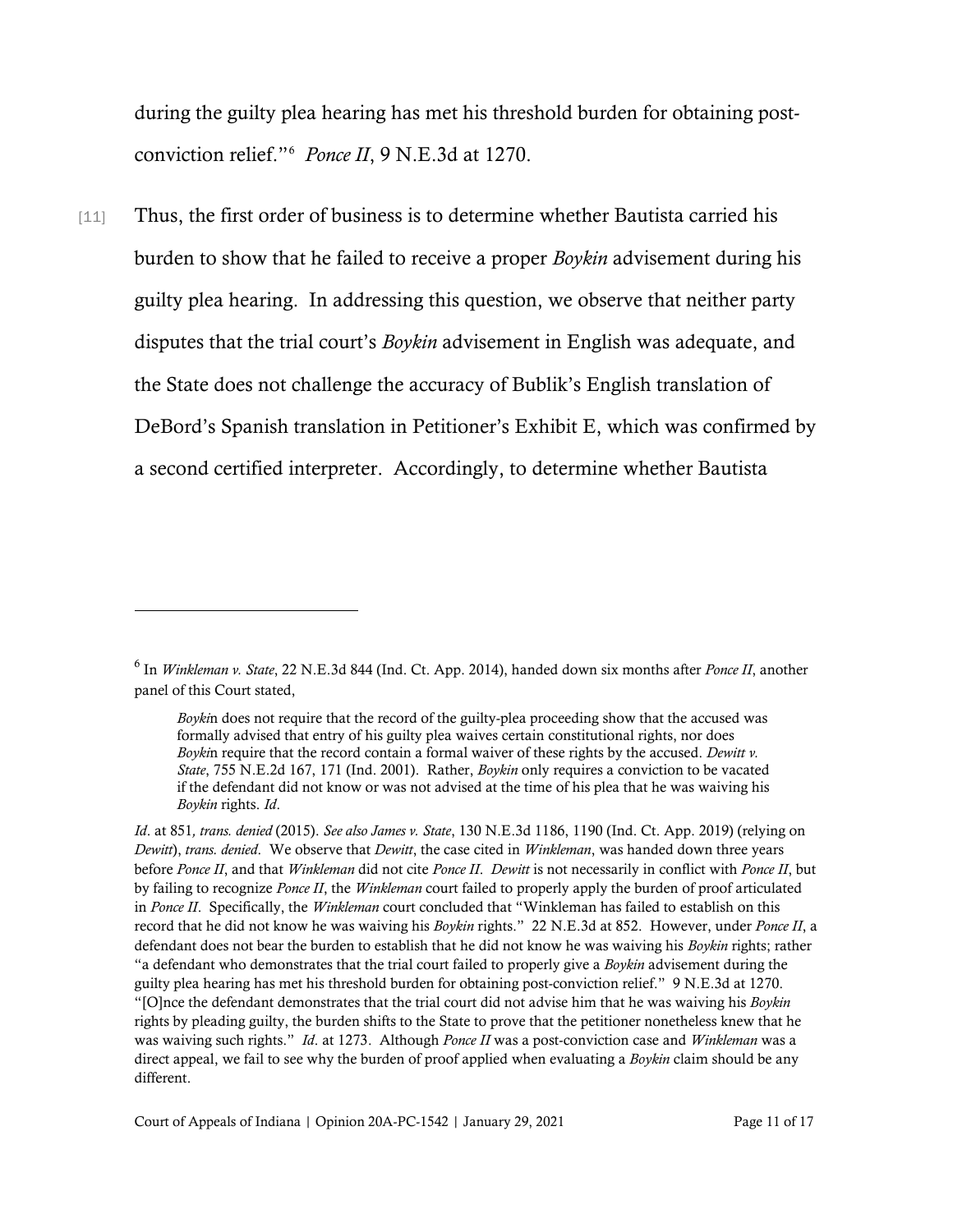during the guilty plea hearing has met his threshold burden for obtaining post-conviction relief."[6] *Ponce II*, 9 N.E.3d at 1270.

[11] Thus, the first order of business is to determine whether Bautista carried his burden to show that he failed to receive a proper *Boykin* advisement during his guilty plea hearing. In addressing this question, we observe that neither party disputes that the trial court's *Boykin* advisement in English was adequate, and the State does not challenge the accuracy of Bublik's English translation of DeBord's Spanish translation in Petitioner's Exhibit E, which was confirmed by a second certified interpreter. Accordingly, to determine whether Bautista

---

[6] In *Winkleman v. State*, 22 N.E.3d 844 (Ind. Ct. App. 2014), handed down six months after *Ponce II*, another panel of this Court stated,

> *Boykin* does not require that the record of the guilty-plea proceeding show that the accused was formally advised that entry of his guilty plea waives certain constitutional rights, nor does *Boykin* require that the record contain a formal waiver of these rights by the accused. *Dewitt v. State*, 755 N.E.2d 167, 171 (Ind. 2001). Rather, *Boykin* only requires a conviction to be vacated if the defendant did not know or was not advised at the time of his plea that he was waiving his *Boykin* rights. *Id*.

*Id*. at 851*, trans. denied* (2015). *See also James v. State*, 130 N.E.3d 1186, 1190 (Ind. Ct. App. 2019) (relying on *Dewitt*), *trans. denied*. We observe that *Dewitt*, the case cited in *Winkleman*, was handed down three years before *Ponce II*, and that *Winkleman* did not cite *Ponce II*. *Dewitt* is not necessarily in conflict with *Ponce II*, but by failing to recognize *Ponce II*, the *Winkleman* court failed to properly apply the burden of proof articulated in *Ponce II*. Specifically, the *Winkleman* court concluded that "Winkleman has failed to establish on this record that he did not know he was waiving his *Boykin* rights." 22 N.E.3d at 852. However, under *Ponce II*, a defendant does not bear the burden to establish that he did not know he was waiving his *Boykin* rights; rather "a defendant who demonstrates that the trial court failed to properly give a *Boykin* advisement during the guilty plea hearing has met his threshold burden for obtaining post-conviction relief." 9 N.E.3d at 1270. "[O]nce the defendant demonstrates that the trial court did not advise him that he was waiving his *Boykin* rights by pleading guilty, the burden shifts to the State to prove that the petitioner nonetheless knew that he was waiving such rights." *Id*. at 1273. Although *Ponce II* was a post-conviction case and *Winkleman* was a direct appeal, we fail to see why the burden of proof applied when evaluating a *Boykin* claim should be any different.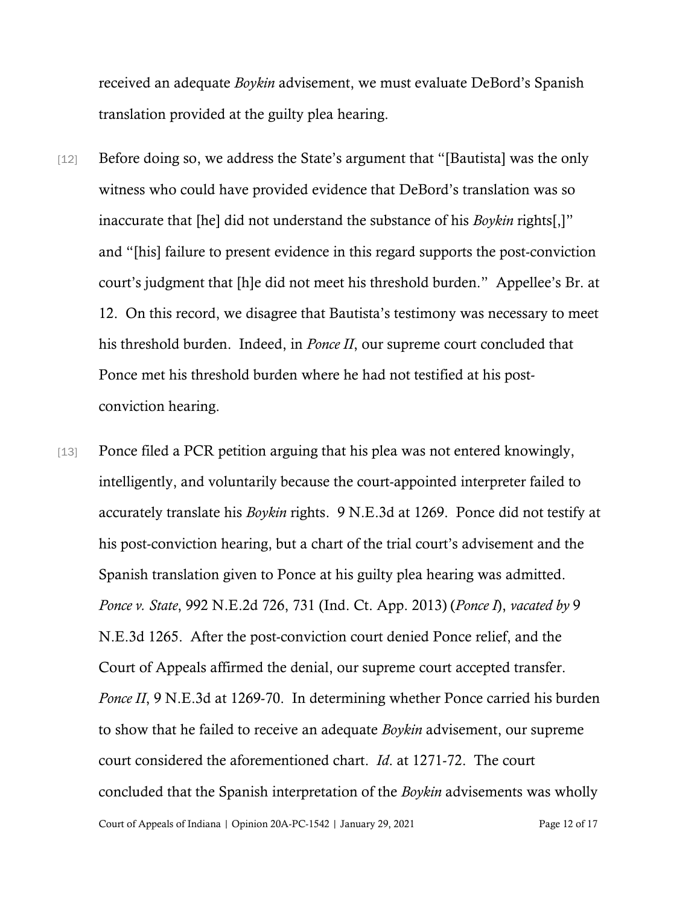received an adequate *Boykin* advisement, we must evaluate DeBord's Spanish translation provided at the guilty plea hearing.

[12] Before doing so, we address the State's argument that "[Bautista] was the only witness who could have provided evidence that DeBord's translation was so inaccurate that [he] did not understand the substance of his *Boykin* rights[,]" and "[his] failure to present evidence in this regard supports the post-conviction court's judgment that [h]e did not meet his threshold burden." Appellee's Br. at 12. On this record, we disagree that Bautista's testimony was necessary to meet his threshold burden. Indeed, in *Ponce II*, our supreme court concluded that Ponce met his threshold burden where he had not testified at his post-conviction hearing.

[13] Ponce filed a PCR petition arguing that his plea was not entered knowingly, intelligently, and voluntarily because the court-appointed interpreter failed to accurately translate his *Boykin* rights. 9 N.E.3d at 1269. Ponce did not testify at his post-conviction hearing, but a chart of the trial court's advisement and the Spanish translation given to Ponce at his guilty plea hearing was admitted. *Ponce v. State*, 992 N.E.2d 726, 731 (Ind. Ct. App. 2013) (*Ponce I*), *vacated by* 9 N.E.3d 1265. After the post-conviction court denied Ponce relief, and the Court of Appeals affirmed the denial, our supreme court accepted transfer. *Ponce II*, 9 N.E.3d at 1269-70. In determining whether Ponce carried his burden to show that he failed to receive an adequate *Boykin* advisement, our supreme court considered the aforementioned chart. *Id*. at 1271-72. The court concluded that the Spanish interpretation of the *Boykin* advisements was wholly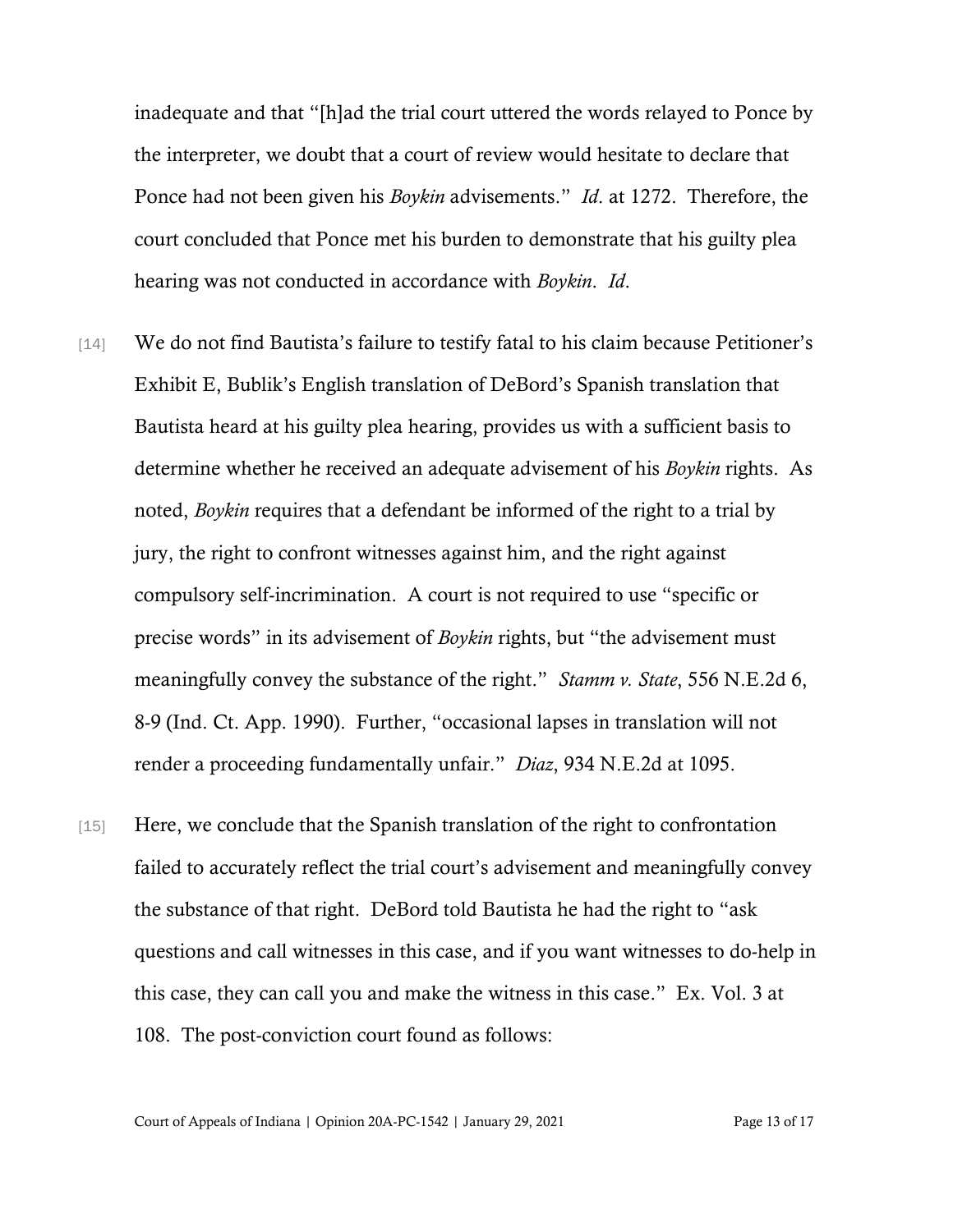inadequate and that "[h]ad the trial court uttered the words relayed to Ponce by the interpreter, we doubt that a court of review would hesitate to declare that Ponce had not been given his *Boykin* advisements." *Id*. at 1272. Therefore, the court concluded that Ponce met his burden to demonstrate that his guilty plea hearing was not conducted in accordance with *Boykin*. *Id*.

[14] We do not find Bautista's failure to testify fatal to his claim because Petitioner's Exhibit E, Bublik's English translation of DeBord's Spanish translation that Bautista heard at his guilty plea hearing, provides us with a sufficient basis to determine whether he received an adequate advisement of his *Boykin* rights. As noted, *Boykin* requires that a defendant be informed of the right to a trial by jury, the right to confront witnesses against him, and the right against compulsory self-incrimination. A court is not required to use "specific or precise words" in its advisement of *Boykin* rights, but "the advisement must meaningfully convey the substance of the right." *Stamm v. State*, 556 N.E.2d 6, 8-9 (Ind. Ct. App. 1990). Further, "occasional lapses in translation will not render a proceeding fundamentally unfair." *Diaz*, 934 N.E.2d at 1095.

[15] Here, we conclude that the Spanish translation of the right to confrontation failed to accurately reflect the trial court's advisement and meaningfully convey the substance of that right. DeBord told Bautista he had the right to "ask questions and call witnesses in this case, and if you want witnesses to do-help in this case, they can call you and make the witness in this case." Ex. Vol. 3 at 108. The post-conviction court found as follows: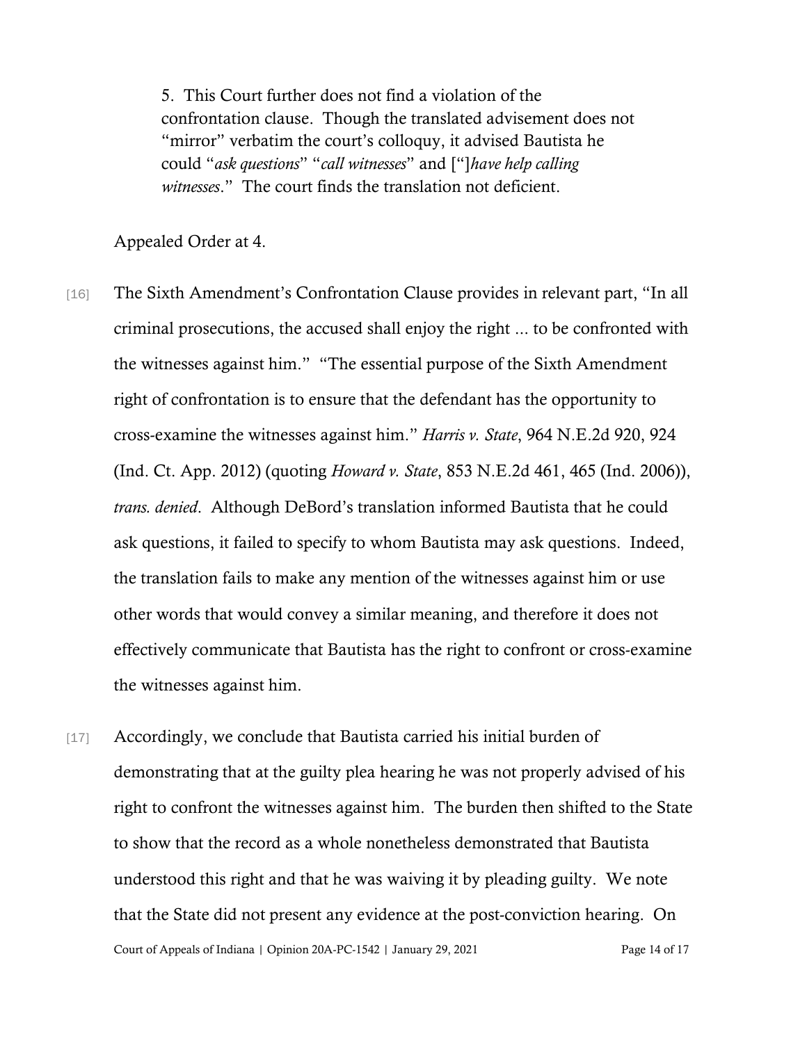> 5. This Court further does not find a violation of the confrontation clause. Though the translated advisement does not "mirror" verbatim the court's colloquy, it advised Bautista he could "*ask questions*" "*call witnesses*" and ["]*have help calling witnesses*." The court finds the translation not deficient.

Appealed Order at 4.

[16] The Sixth Amendment's Confrontation Clause provides in relevant part, "In all criminal prosecutions, the accused shall enjoy the right ... to be confronted with the witnesses against him." "The essential purpose of the Sixth Amendment right of confrontation is to ensure that the defendant has the opportunity to cross-examine the witnesses against him." *Harris v. State*, 964 N.E.2d 920, 924 (Ind. Ct. App. 2012) (quoting *Howard v. State*, 853 N.E.2d 461, 465 (Ind. 2006)), *trans. denied*. Although DeBord's translation informed Bautista that he could ask questions, it failed to specify to whom Bautista may ask questions. Indeed, the translation fails to make any mention of the witnesses against him or use other words that would convey a similar meaning, and therefore it does not effectively communicate that Bautista has the right to confront or cross-examine the witnesses against him.

[17] Accordingly, we conclude that Bautista carried his initial burden of demonstrating that at the guilty plea hearing he was not properly advised of his right to confront the witnesses against him. The burden then shifted to the State to show that the record as a whole nonetheless demonstrated that Bautista understood this right and that he was waiving it by pleading guilty. We note that the State did not present any evidence at the post-conviction hearing. On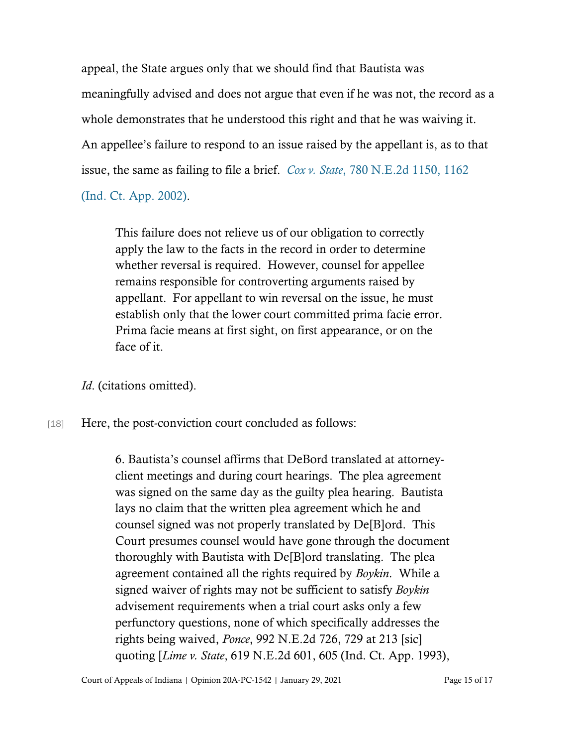appeal, the State argues only that we should find that Bautista was meaningfully advised and does not argue that even if he was not, the record as a whole demonstrates that he understood this right and that he was waiving it. An appellee's failure to respond to an issue raised by the appellant is, as to that issue, the same as failing to file a brief. *Cox v. State*, 780 N.E.2d 1150, 1162 (Ind. Ct. App. 2002).

> This failure does not relieve us of our obligation to correctly apply the law to the facts in the record in order to determine whether reversal is required. However, counsel for appellee remains responsible for controverting arguments raised by appellant. For appellant to win reversal on the issue, he must establish only that the lower court committed prima facie error. Prima facie means at first sight, on first appearance, or on the face of it.

*Id*. (citations omitted).

[18] Here, the post-conviction court concluded as follows:

> 6. Bautista's counsel affirms that DeBord translated at attorney-client meetings and during court hearings. The plea agreement was signed on the same day as the guilty plea hearing. Bautista lays no claim that the written plea agreement which he and counsel signed was not properly translated by De[B]ord. This Court presumes counsel would have gone through the document thoroughly with Bautista with De[B]ord translating. The plea agreement contained all the rights required by *Boykin*. While a signed waiver of rights may not be sufficient to satisfy *Boykin* advisement requirements when a trial court asks only a few perfunctory questions, none of which specifically addresses the rights being waived, *Ponce*, 992 N.E.2d 726, 729 at 213 [sic] quoting [*Lime v. State*, 619 N.E.2d 601, 605 (Ind. Ct. App. 1993),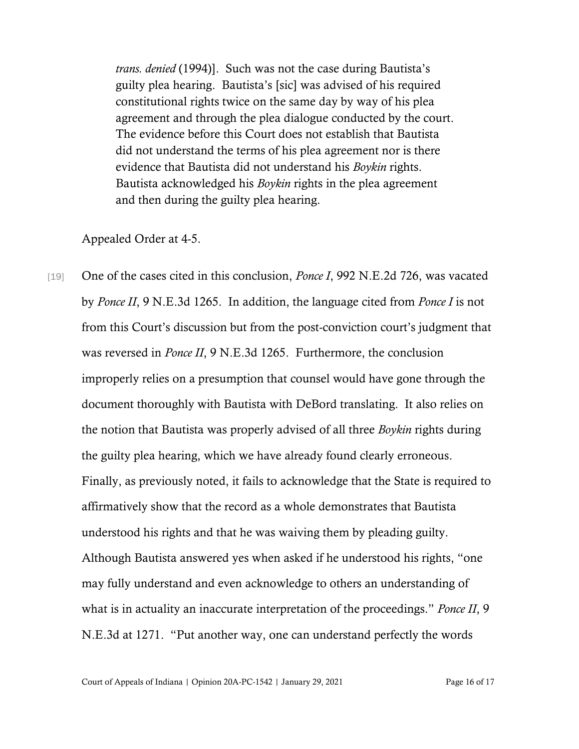> *trans. denied* (1994)]. Such was not the case during Bautista's guilty plea hearing. Bautista's [sic] was advised of his required constitutional rights twice on the same day by way of his plea agreement and through the plea dialogue conducted by the court. The evidence before this Court does not establish that Bautista did not understand the terms of his plea agreement nor is there evidence that Bautista did not understand his *Boykin* rights. Bautista acknowledged his *Boykin* rights in the plea agreement and then during the guilty plea hearing.

Appealed Order at 4-5.

[19] One of the cases cited in this conclusion, *Ponce I*, 992 N.E.2d 726, was vacated by *Ponce II*, 9 N.E.3d 1265. In addition, the language cited from *Ponce I* is not from this Court's discussion but from the post-conviction court's judgment that was reversed in *Ponce II*, 9 N.E.3d 1265. Furthermore, the conclusion improperly relies on a presumption that counsel would have gone through the document thoroughly with Bautista with DeBord translating. It also relies on the notion that Bautista was properly advised of all three *Boykin* rights during the guilty plea hearing, which we have already found clearly erroneous. Finally, as previously noted, it fails to acknowledge that the State is required to affirmatively show that the record as a whole demonstrates that Bautista understood his rights and that he was waiving them by pleading guilty. Although Bautista answered yes when asked if he understood his rights, "one may fully understand and even acknowledge to others an understanding of what is in actuality an inaccurate interpretation of the proceedings." *Ponce II*, 9 N.E.3d at 1271. "Put another way, one can understand perfectly the words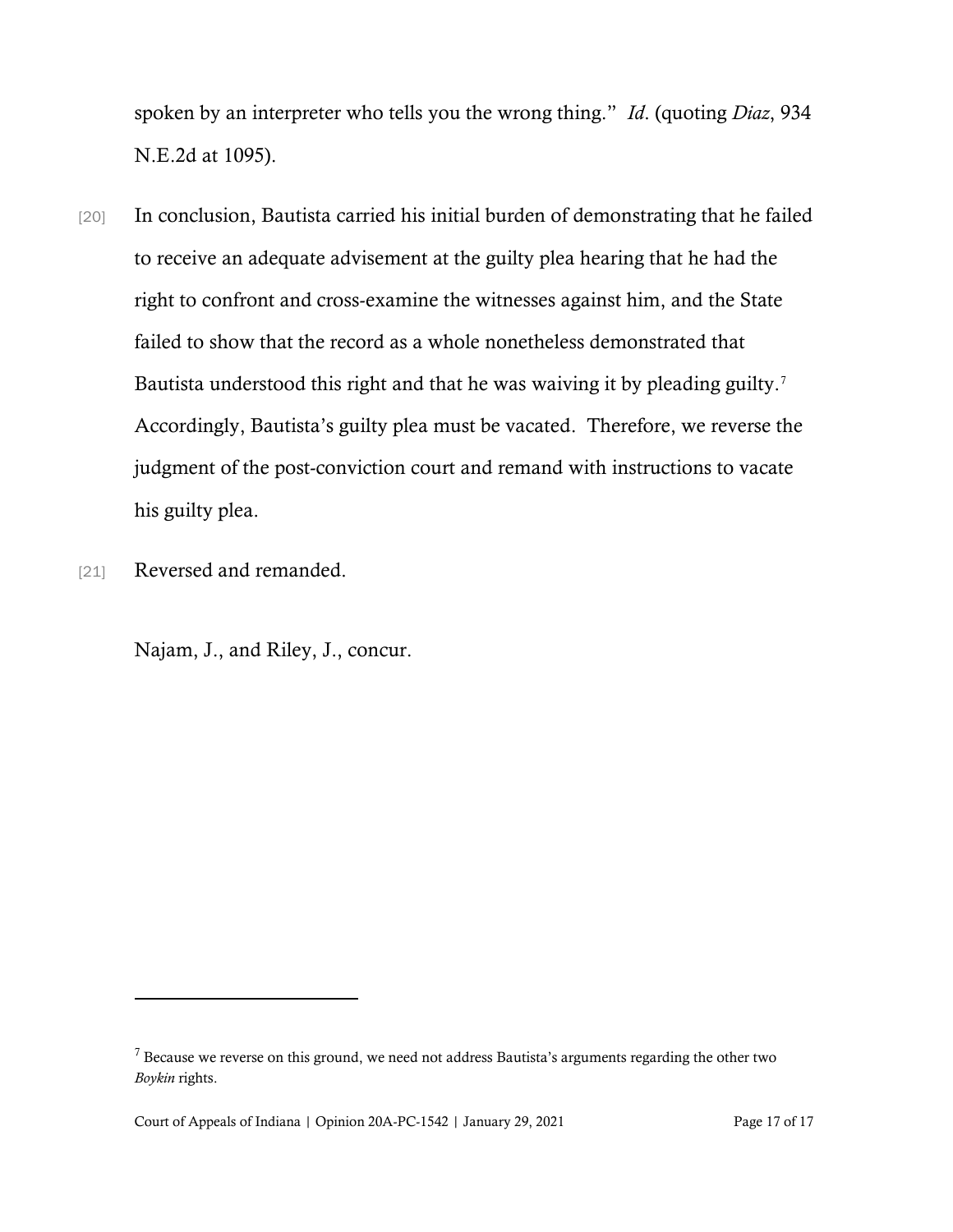spoken by an interpreter who tells you the wrong thing." *Id*. (quoting *Diaz*, 934 N.E.2d at 1095).

[20] In conclusion, Bautista carried his initial burden of demonstrating that he failed to receive an adequate advisement at the guilty plea hearing that he had the right to confront and cross-examine the witnesses against him, and the State failed to show that the record as a whole nonetheless demonstrated that Bautista understood this right and that he was waiving it by pleading guilty.[7] Accordingly, Bautista's guilty plea must be vacated. Therefore, we reverse the judgment of the post-conviction court and remand with instructions to vacate his guilty plea.

[21] Reversed and remanded.

Najam, J., and Riley, J., concur.

---

[7] Because we reverse on this ground, we need not address Bautista's arguments regarding the other two *Boykin* rights.